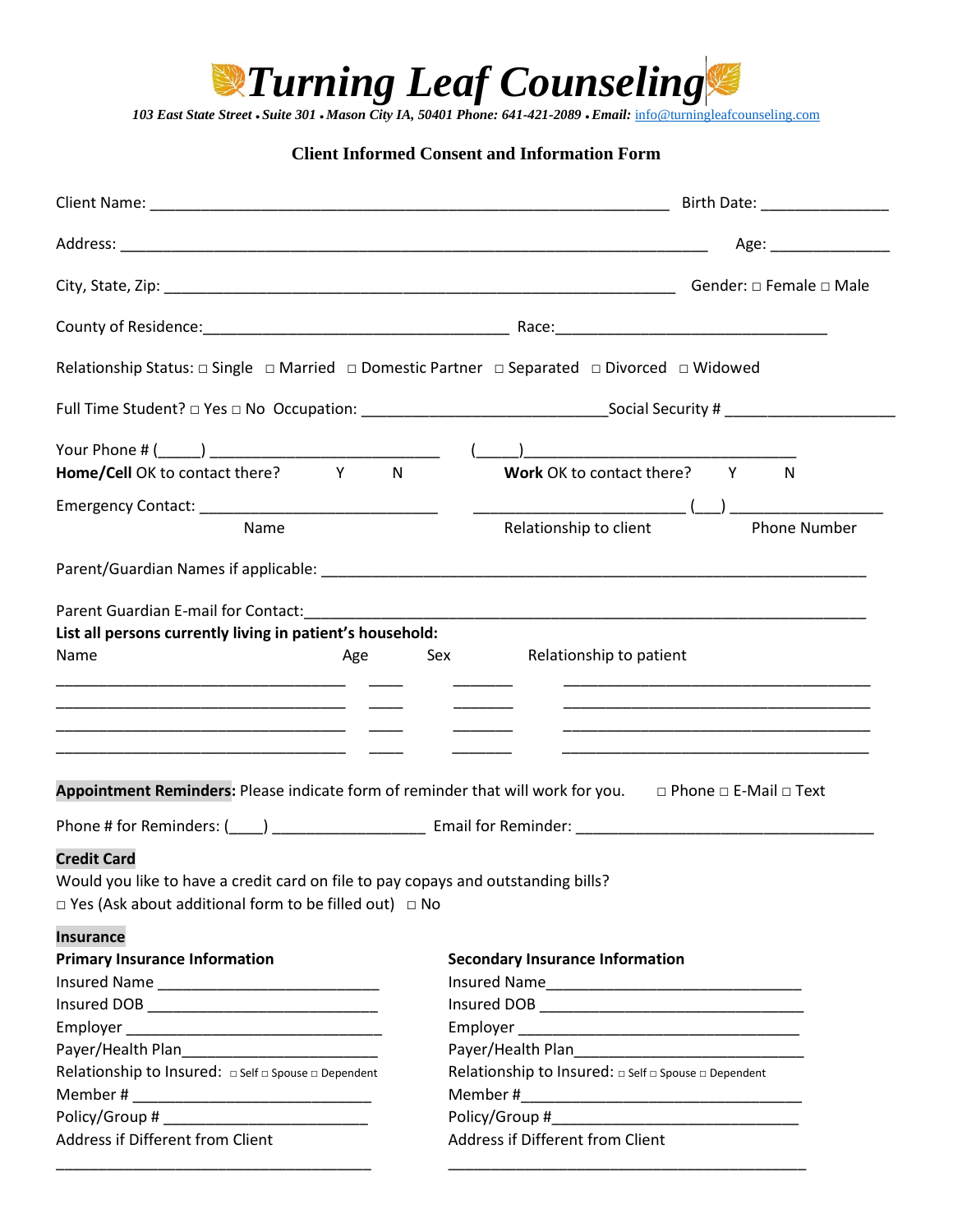# *Turning Leaf Counseling*

***103 East State Street • Suite 301 • Mason City IA, 50401 Phone: 641-421-2089 • Email:*** info@turningleafcounseling.com

## Client Informed Consent and Information Form

Client Name: ______________________________________________________________ Birth Date: _______________

Address: ______________________________________________________________________ Age: ______________

City, State, Zip: ______________________________________________________________ Gender: □ Female □ Male

County of Residence:____________________________________ Race:_________________________________

Relationship Status: □ Single □ Married □ Domestic Partner □ Separated □ Divorced □ Widowed

Full Time Student? □ Yes □ No Occupation: ______________________________Social Security # _____________________

Your Phone # (_____) ___________________________ (_____)________________________________

**Home/Cell** OK to contact there? Y N **Work** OK to contact there? Y N

Emergency Contact: ______________________________ _________________________ (___) __________________

Name Relationship to client Phone Number

Parent/Guardian Names if applicable: ____________________________________________________________________

Parent Guardian E-mail for Contact:______________________________________________________________________

**List all persons currently living in patient's household:**

| Name | Age | Sex | Relationship to patient |
|---|---|---|---|
| ____________________________________ | ____ | _______ | ______________________________________ |
| ____________________________________ | ____ | _______ | ______________________________________ |
| ____________________________________ | ____ | _______ | ______________________________________ |
| ____________________________________ | ____ | _______ | ______________________________________ |

**Appointment Reminders:** Please indicate form of reminder that will work for you. □ Phone □ E-Mail □ Text

Phone # for Reminders: (____) __________________ Email for Reminder: ____________________________________

**Credit Card**

Would you like to have a credit card on file to pay copays and outstanding bills?

□ Yes (Ask about additional form to be filled out) □ No

**Insurance**

**Primary Insurance Information**

Insured Name __________________________

Insured DOB ___________________________

Employer ______________________________

Payer/Health Plan_______________________

Relationship to Insured: □ Self □ Spouse □ Dependent

Member # ______________________________

Policy/Group # _________________________

Address if Different from Client

_______________________________________

**Secondary Insurance Information**

Insured Name_______________________________

Insured DOB ________________________________

Employer ___________________________________

Payer/Health Plan____________________________

Relationship to Insured: □ Self □ Spouse □ Dependent

Member #___________________________________

Policy/Group #______________________________

Address if Different from Client

____________________________________________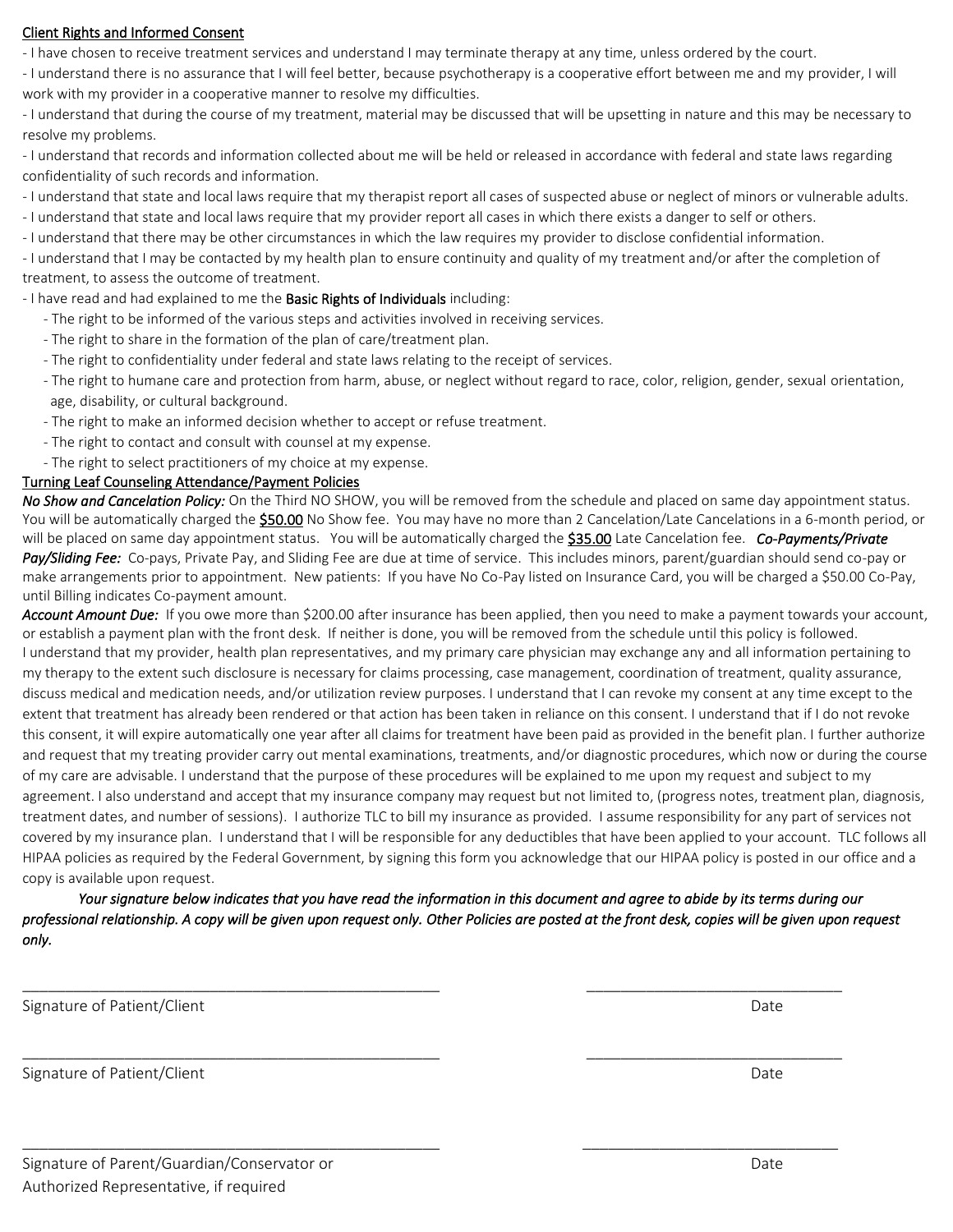## Client Rights and Informed Consent

- I have chosen to receive treatment services and understand I may terminate therapy at any time, unless ordered by the court.
- I understand there is no assurance that I will feel better, because psychotherapy is a cooperative effort between me and my provider, I will work with my provider in a cooperative manner to resolve my difficulties.
- I understand that during the course of my treatment, material may be discussed that will be upsetting in nature and this may be necessary to resolve my problems.
- I understand that records and information collected about me will be held or released in accordance with federal and state laws regarding confidentiality of such records and information.
- I understand that state and local laws require that my therapist report all cases of suspected abuse or neglect of minors or vulnerable adults.
- I understand that state and local laws require that my provider report all cases in which there exists a danger to self or others.
- I understand that there may be other circumstances in which the law requires my provider to disclose confidential information.
- I understand that I may be contacted by my health plan to ensure continuity and quality of my treatment and/or after the completion of treatment, to assess the outcome of treatment.
- I have read and had explained to me the **Basic Rights of Individuals** including:
    - The right to be informed of the various steps and activities involved in receiving services.
    - The right to share in the formation of the plan of care/treatment plan.
    - The right to confidentiality under federal and state laws relating to the receipt of services.
    - The right to humane care and protection from harm, abuse, or neglect without regard to race, color, religion, gender, sexual orientation, age, disability, or cultural background.
    - The right to make an informed decision whether to accept or refuse treatment.
    - The right to contact and consult with counsel at my expense.
    - The right to select practitioners of my choice at my expense.

## Turning Leaf Counseling Attendance/Payment Policies

***No Show and Cancelation Policy:*** On the Third NO SHOW, you will be removed from the schedule and placed on same day appointment status. You will be automatically charged the **$50.00** No Show fee. You may have no more than 2 Cancelation/Late Cancelations in a 6-month period, or will be placed on same day appointment status. You will be automatically charged the **$35.00** Late Cancelation fee. ***Co-Payments/Private Pay/Sliding Fee:*** Co-pays, Private Pay, and Sliding Fee are due at time of service. This includes minors, parent/guardian should send co-pay or make arrangements prior to appointment. New patients: If you have No Co-Pay listed on Insurance Card, you will be charged a $50.00 Co-Pay, until Billing indicates Co-payment amount.

***Account Amount Due:*** If you owe more than $200.00 after insurance has been applied, then you need to make a payment towards your account, or establish a payment plan with the front desk. If neither is done, you will be removed from the schedule until this policy is followed.

I understand that my provider, health plan representatives, and my primary care physician may exchange any and all information pertaining to my therapy to the extent such disclosure is necessary for claims processing, case management, coordination of treatment, quality assurance, discuss medical and medication needs, and/or utilization review purposes. I understand that I can revoke my consent at any time except to the extent that treatment has already been rendered or that action has been taken in reliance on this consent. I understand that if I do not revoke this consent, it will expire automatically one year after all claims for treatment have been paid as provided in the benefit plan. I further authorize and request that my treating provider carry out mental examinations, treatments, and/or diagnostic procedures, which now or during the course of my care are advisable. I understand that the purpose of these procedures will be explained to me upon my request and subject to my agreement. I also understand and accept that my insurance company may request but not limited to, (progress notes, treatment plan, diagnosis, treatment dates, and number of sessions). I authorize TLC to bill my insurance as provided. I assume responsibility for any part of services not covered by my insurance plan. I understand that I will be responsible for any deductibles that have been applied to your account. TLC follows all HIPAA policies as required by the Federal Government, by signing this form you acknowledge that our HIPAA policy is posted in our office and a copy is available upon request.

*Your signature below indicates that you have read the information in this document and agree to abide by its terms during our professional relationship. A copy will be given upon request only. Other Policies are posted at the front desk, copies will be given upon request only.*

\_\_\_\_\_\_\_\_\_\_\_\_\_\_\_\_\_\_\_\_\_\_\_\_\_\_\_\_\_\_\_\_\_\_\_\_\_\_\_\_\_\_\_\_\_\_\_\_ \_\_\_\_\_\_\_\_\_\_\_\_\_\_\_\_\_\_\_\_\_\_\_\_\_\_\_\_\_\_

Signature of Patient/Client Date

\_\_\_\_\_\_\_\_\_\_\_\_\_\_\_\_\_\_\_\_\_\_\_\_\_\_\_\_\_\_\_\_\_\_\_\_\_\_\_\_\_\_\_\_\_\_\_\_ \_\_\_\_\_\_\_\_\_\_\_\_\_\_\_\_\_\_\_\_\_\_\_\_\_\_\_\_\_\_

Signature of Patient/Client Date

\_\_\_\_\_\_\_\_\_\_\_\_\_\_\_\_\_\_\_\_\_\_\_\_\_\_\_\_\_\_\_\_\_\_\_\_\_\_\_\_\_\_\_\_\_\_\_\_ \_\_\_\_\_\_\_\_\_\_\_\_\_\_\_\_\_\_\_\_\_\_\_\_\_\_\_\_\_\_

Signature of Parent/Guardian/Conservator or Authorized Representative, if required Date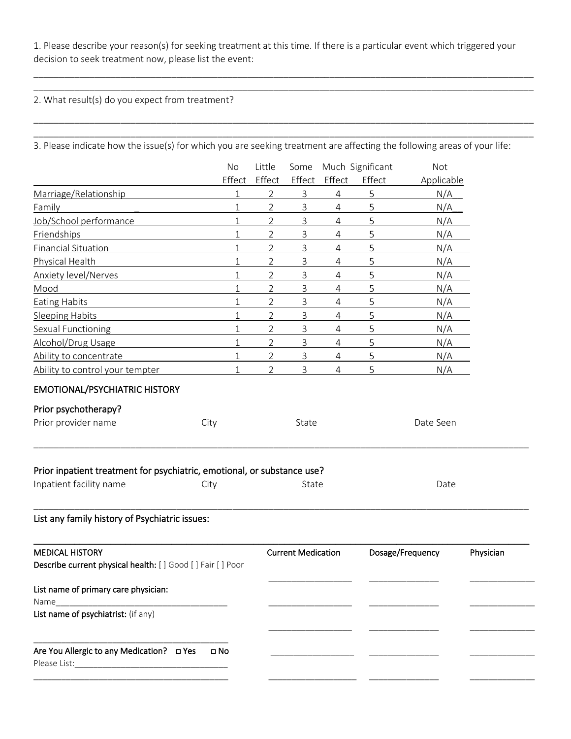1. Please describe your reason(s) for seeking treatment at this time. If there is a particular event which triggered your decision to seek treatment now, please list the event:

______________________________________________________________________________________________

______________________________________________________________________________________________

2. What result(s) do you expect from treatment?

______________________________________________________________________________________________

______________________________________________________________________________________________

3. Please indicate how the issue(s) for which you are seeking treatment are affecting the following areas of your life:

| | No Effect | Little Effect | Some Effect | Much Effect | Significant Effect | Not Applicable |
|---|---|---|---|---|---|---|
| Marriage/Relationship | 1 | 2 | 3 | 4 | 5 | N/A |
| Family | 1 | 2 | 3 | 4 | 5 | N/A |
| Job/School performance | 1 | 2 | 3 | 4 | 5 | N/A |
| Friendships | 1 | 2 | 3 | 4 | 5 | N/A |
| Financial Situation | 1 | 2 | 3 | 4 | 5 | N/A |
| Physical Health | 1 | 2 | 3 | 4 | 5 | N/A |
| Anxiety level/Nerves | 1 | 2 | 3 | 4 | 5 | N/A |
| Mood | 1 | 2 | 3 | 4 | 5 | N/A |
| Eating Habits | 1 | 2 | 3 | 4 | 5 | N/A |
| Sleeping Habits | 1 | 2 | 3 | 4 | 5 | N/A |
| Sexual Functioning | 1 | 2 | 3 | 4 | 5 | N/A |
| Alcohol/Drug Usage | 1 | 2 | 3 | 4 | 5 | N/A |
| Ability to concentrate | 1 | 2 | 3 | 4 | 5 | N/A |
| Ability to control your tempter | 1 | 2 | 3 | 4 | 5 | N/A |

## EMOTIONAL/PSYCHIATRIC HISTORY

**Prior psychotherapy?**

Prior provider name    City    State    Date Seen

______________________________________________________________________________________________

**Prior inpatient treatment for psychiatric, emotional, or substance use?**

Inpatient facility name    City    State    Date

______________________________________________________________________________________________

**List any family history of Psychiatric issues:**

______________________________________________________________________________________________

## MEDICAL HISTORY

**Describe current physical health:** [ ] Good [ ] Fair [ ] Poor

**List name of primary care physician:**

Name_______________________________________

**List name of psychiatrist:** (if any)

_______________________________________

**Are You Allergic to any Medication?** ☐ Yes ☐ No

Please List:_______________________________

_______________________________________

| Current Medication | Dosage/Frequency | Physician |
|---|---|---|
| ________________ | ______________ | ____________ |
| ________________ | ______________ | ____________ |
| ________________ | ______________ | ____________ |
| ________________ | ______________ | ____________ |
| ________________ | ______________ | ____________ |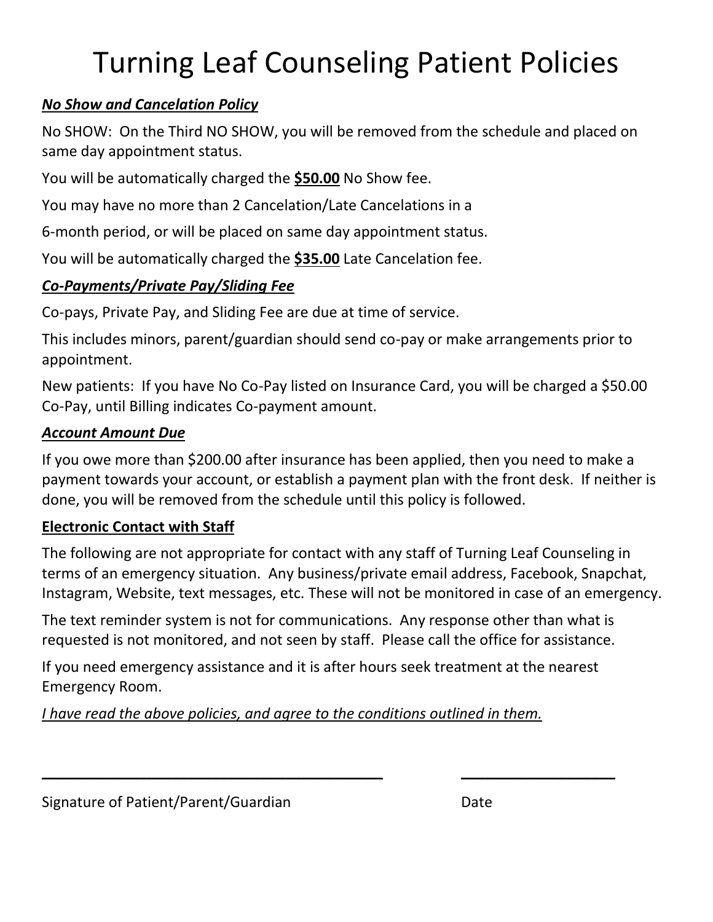# Turning Leaf Counseling Patient Policies

***No Show and Cancelation Policy***

No SHOW: On the Third NO SHOW, you will be removed from the schedule and placed on same day appointment status.

You will be automatically charged the **$50.00** No Show fee.

You may have no more than 2 Cancelation/Late Cancelations in a

6-month period, or will be placed on same day appointment status.

You will be automatically charged the **$35.00** Late Cancelation fee.

***Co-Payments/Private Pay/Sliding Fee***

Co-pays, Private Pay, and Sliding Fee are due at time of service.

This includes minors, parent/guardian should send co-pay or make arrangements prior to appointment.

New patients: If you have No Co-Pay listed on Insurance Card, you will be charged a $50.00 Co-Pay, until Billing indicates Co-payment amount.

***Account Amount Due***

If you owe more than $200.00 after insurance has been applied, then you need to make a payment towards your account, or establish a payment plan with the front desk. If neither is done, you will be removed from the schedule until this policy is followed.

**Electronic Contact with Staff**

The following are not appropriate for contact with any staff of Turning Leaf Counseling in terms of an emergency situation. Any business/private email address, Facebook, Snapchat, Instagram, Website, text messages, etc. These will not be monitored in case of an emergency.

The text reminder system is not for communications. Any response other than what is requested is not monitored, and not seen by staff. Please call the office for assistance.

If you need emergency assistance and it is after hours seek treatment at the nearest Emergency Room.

*I have read the above policies, and agree to the conditions outlined in them.*

\_\_\_\_\_\_\_\_\_\_\_\_\_\_\_\_\_\_\_\_\_\_\_\_\_\_\_\_\_\_\_\_\_\_\_\_ \_\_\_\_\_\_\_\_\_\_\_\_\_\_\_\_\_\_

Signature of Patient/Parent/Guardian Date